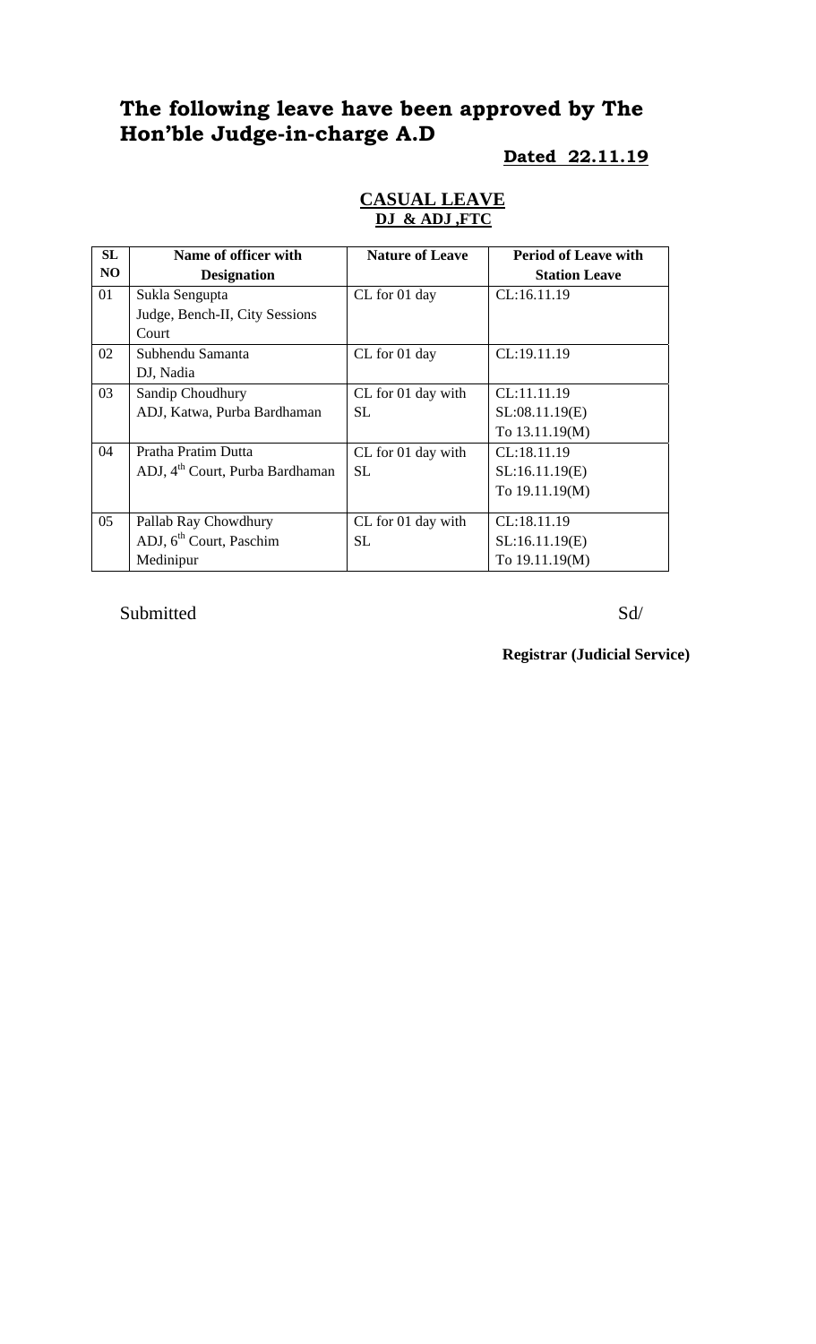# The following leave have been approved by The Hon'ble Judge-in-charge A.D

**Dated 22.11.19**

**CASUAL LEAVE**

**DJ & ADJ ,FTC**

| SL NO | Name of officer with Designation | Nature of Leave | Period of Leave with Station Leave |
|---|---|---|---|
| 01 | Sukla Sengupta<br>Judge, Bench-II, City Sessions Court | CL for 01 day | CL:16.11.19 |
| 02 | Subhendu Samanta<br>DJ, Nadia | CL for 01 day | CL:19.11.19 |
| 03 | Sandip Choudhury<br>ADJ, Katwa, Purba Bardhaman | CL for 01 day with SL | CL:11.11.19<br>SL:08.11.19(E)<br>To 13.11.19(M) |
| 04 | Pratha Pratim Dutta<br>ADJ, 4th Court, Purba Bardhaman | CL for 01 day with SL | CL:18.11.19<br>SL:16.11.19(E)<br>To 19.11.19(M) |
| 05 | Pallab Ray Chowdhury<br>ADJ, 6th Court, Paschim Medinipur | CL for 01 day with SL | CL:18.11.19<br>SL:16.11.19(E)<br>To 19.11.19(M) |

Submitted

Sd/

**Registrar (Judicial Service)**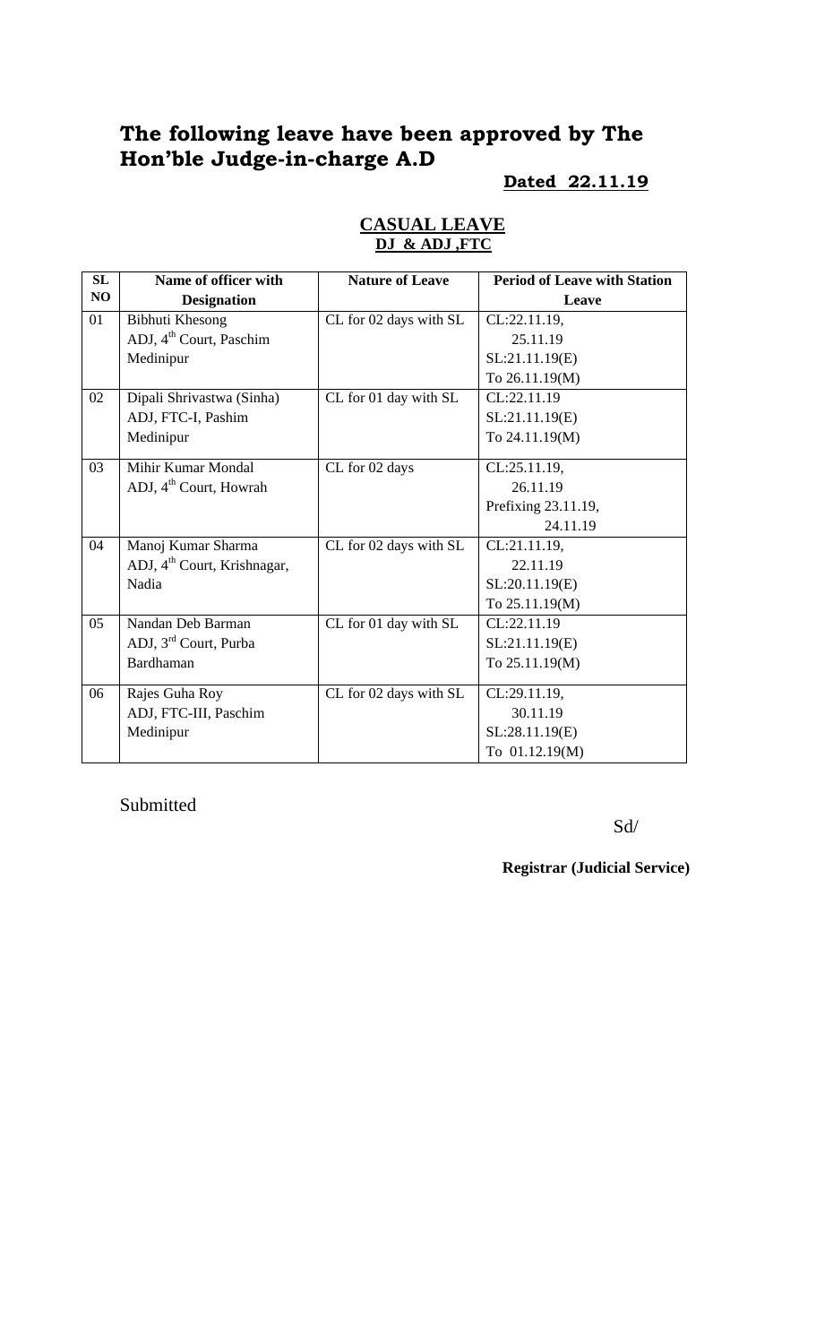# The following leave have been approved by The Hon'ble Judge-in-charge A.D

**Dated 22.11.19**

## CASUAL LEAVE
**DJ & ADJ ,FTC**

| SL NO | Name of officer with Designation | Nature of Leave | Period of Leave with Station Leave |
|---|---|---|---|
| 01 | Bibhuti Khesong ADJ, 4th Court, Paschim Medinipur | CL for 02 days with SL | CL:22.11.19, 25.11.19 SL:21.11.19(E) To 26.11.19(M) |
| 02 | Dipali Shrivastwa (Sinha) ADJ, FTC-I, Pashim Medinipur | CL for 01 day with SL | CL:22.11.19 SL:21.11.19(E) To 24.11.19(M) |
| 03 | Mihir Kumar Mondal ADJ, 4th Court, Howrah | CL for 02 days | CL:25.11.19, 26.11.19 Prefixing 23.11.19, 24.11.19 |
| 04 | Manoj Kumar Sharma ADJ, 4th Court, Krishnagar, Nadia | CL for 02 days with SL | CL:21.11.19, 22.11.19 SL:20.11.19(E) To 25.11.19(M) |
| 05 | Nandan Deb Barman ADJ, 3rd Court, Purba Bardhaman | CL for 01 day with SL | CL:22.11.19 SL:21.11.19(E) To 25.11.19(M) |
| 06 | Rajes Guha Roy ADJ, FTC-III, Paschim Medinipur | CL for 02 days with SL | CL:29.11.19, 30.11.19 SL:28.11.19(E) To 01.12.19(M) |

Submitted

Sd/

**Registrar (Judicial Service)**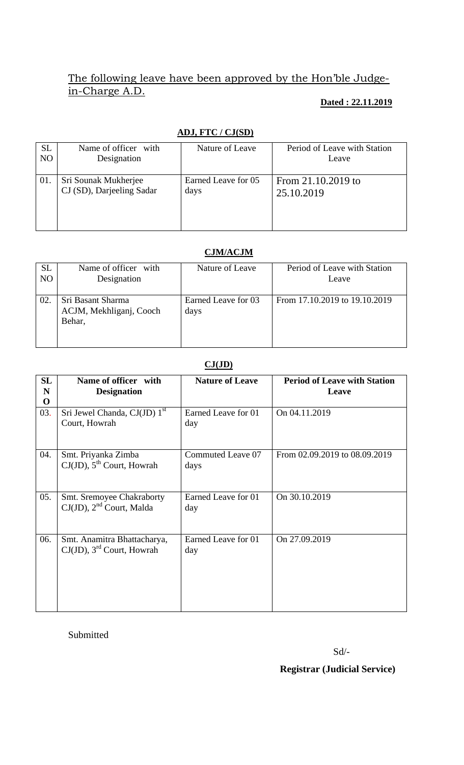The following leave have been approved by the Hon'ble Judge-in-Charge A.D.

**Dated : 22.11.2019**

**ADJ, FTC / CJ(SD)**

| SL NO | Name of officer with Designation | Nature of Leave | Period of Leave with Station Leave |
|---|---|---|---|
| 01. | Sri Sounak Mukherjee CJ (SD), Darjeeling Sadar | Earned Leave for 05 days | From 21.10.2019 to 25.10.2019 |

**CJM/ACJM**

| SL NO | Name of officer with Designation | Nature of Leave | Period of Leave with Station Leave |
|---|---|---|---|
| 02. | Sri Basant Sharma ACJM, Mekhliganj, Cooch Behar, | Earned Leave for 03 days | From 17.10.2019 to 19.10.2019 |

**CJ(JD)**

| SL NO | Name of officer with Designation | Nature of Leave | Period of Leave with Station Leave |
|---|---|---|---|
| 03. | Sri Jewel Chanda, CJ(JD) 1st Court, Howrah | Earned Leave for 01 day | On 04.11.2019 |
| 04. | Smt. Priyanka Zimba CJ(JD), 5th Court, Howrah | Commuted Leave 07 days | From 02.09.2019 to 08.09.2019 |
| 05. | Smt. Sremoyee Chakraborty CJ(JD), 2nd Court, Malda | Earned Leave for 01 day | On 30.10.2019 |
| 06. | Smt. Anamitra Bhattacharya, CJ(JD), 3rd Court, Howrah | Earned Leave for 01 day | On 27.09.2019 |

Submitted

Sd/-

**Registrar (Judicial Service)**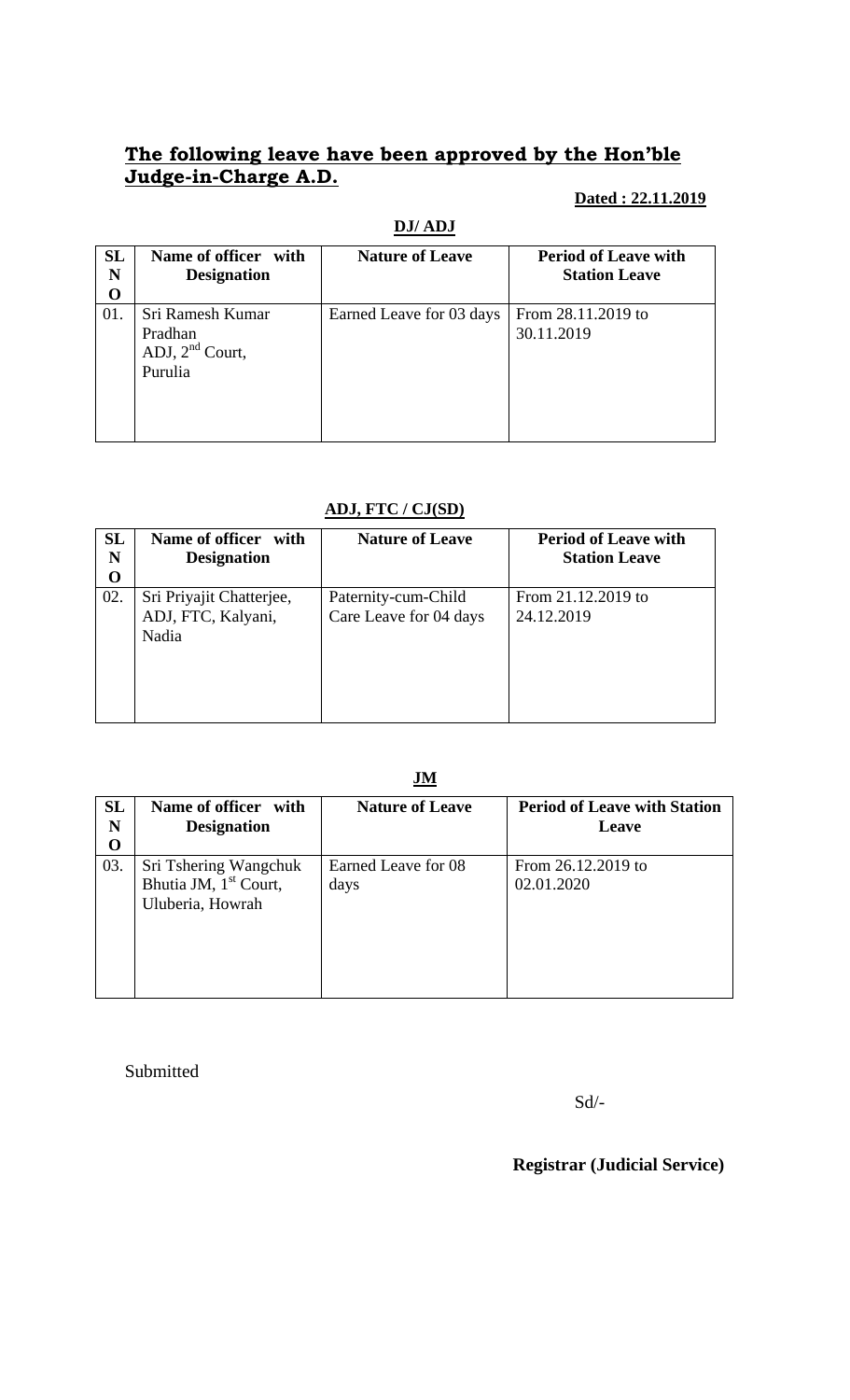## The following leave have been approved by the Hon'ble Judge-in-Charge A.D.

**Dated : 22.11.2019**

**DJ/ ADJ**

| SL NO | Name of officer with Designation | Nature of Leave | Period of Leave with Station Leave |
|---|---|---|---|
| 01. | Sri Ramesh Kumar Pradhan ADJ, 2nd Court, Purulia | Earned Leave for 03 days | From 28.11.2019 to 30.11.2019 |

**ADJ, FTC / CJ(SD)**

| SL NO | Name of officer with Designation | Nature of Leave | Period of Leave with Station Leave |
|---|---|---|---|
| 02. | Sri Priyajit Chatterjee, ADJ, FTC, Kalyani, Nadia | Paternity-cum-Child Care Leave for 04 days | From 21.12.2019 to 24.12.2019 |

**JM**

| SL NO | Name of officer with Designation | Nature of Leave | Period of Leave with Station Leave |
|---|---|---|---|
| 03. | Sri Tshering Wangchuk Bhutia JM, 1st Court, Uluberia, Howrah | Earned Leave for 08 days | From 26.12.2019 to 02.01.2020 |

Submitted

Sd/-

**Registrar (Judicial Service)**